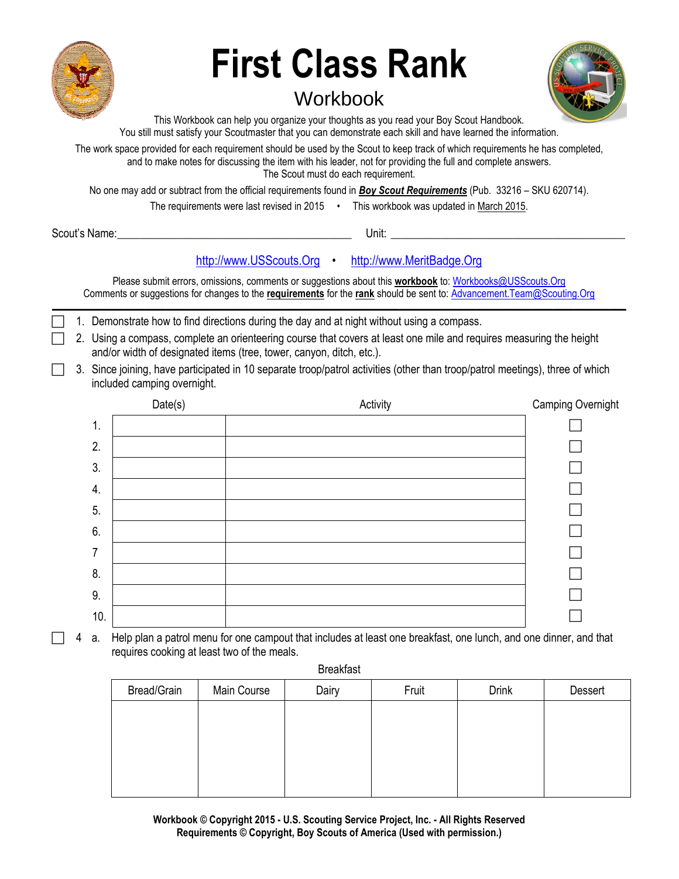# First Class Rank

## Workbook

This Workbook can help you organize your thoughts as you read your Boy Scout Handbook.
You still must satisfy your Scoutmaster that you can demonstrate each skill and have learned the information.

The work space provided for each requirement should be used by the Scout to keep track of which requirements he has completed, and to make notes for discussing the item with his leader, not for providing the full and complete answers.
The Scout must do each requirement.

No one may add or subtract from the official requirements found in ***Boy Scout Requirements*** (Pub. 33216 – SKU 620714).

The requirements were last revised in 2015 • This workbook was updated in March 2015.

Scout's Name:______________________________ Unit: ______________________________

http://www.USScouts.Org • http://www.MeritBadge.Org

Please submit errors, omissions, comments or suggestions about this **workbook** to: Workbooks@USScouts.Org
Comments or suggestions for changes to the **requirements** for the **rank** should be sent to: Advancement.Team@Scouting.Org

---

- [ ] 1. Demonstrate how to find directions during the day and at night without using a compass.
- [ ] 2. Using a compass, complete an orienteering course that covers at least one mile and requires measuring the height and/or width of designated items (tree, tower, canyon, ditch, etc.).
- [ ] 3. Since joining, have participated in 10 separate troop/patrol activities (other than troop/patrol meetings), three of which included camping overnight.

| | Date(s) | Activity | Camping Overnight |
|---|---|---|---|
| 1. | | | ☐ |
| 2. | | | ☐ |
| 3. | | | ☐ |
| 4. | | | ☐ |
| 5. | | | ☐ |
| 6. | | | ☐ |
| 7 | | | ☐ |
| 8. | | | ☐ |
| 9. | | | ☐ |
| 10. | | | ☐ |

- [ ] 4 a. Help plan a patrol menu for one campout that includes at least one breakfast, one lunch, and one dinner, and that requires cooking at least two of the meals.

Breakfast

| Bread/Grain | Main Course | Dairy | Fruit | Drink | Dessert |
|---|---|---|---|---|---|
| | | | | | |

**Workbook © Copyright 2015 - U.S. Scouting Service Project, Inc. - All Rights Reserved**
**Requirements © Copyright, Boy Scouts of America (Used with permission.)**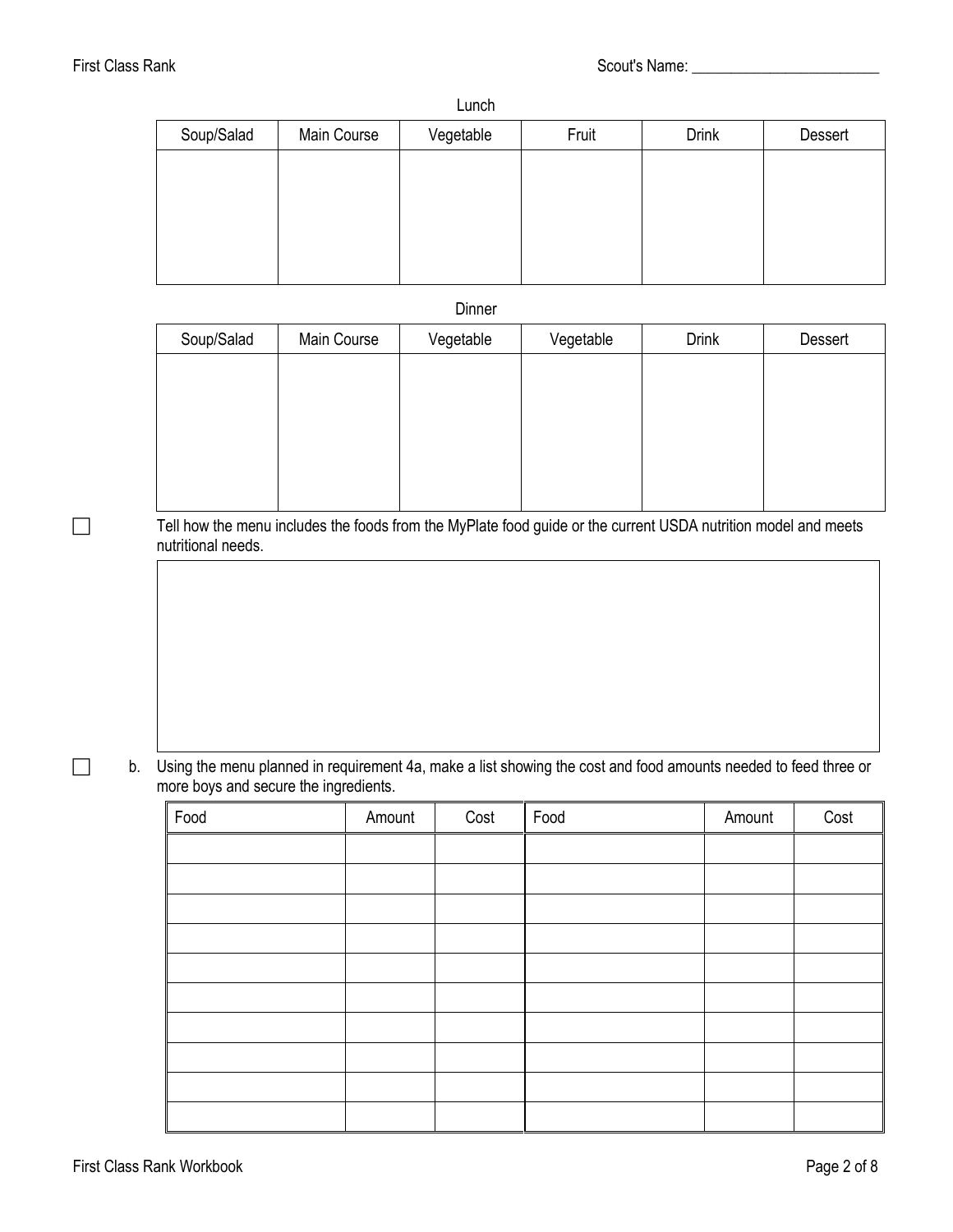Scout's Name: ________________________

Lunch

| Soup/Salad | Main Course | Vegetable | Fruit | Drink | Dessert |
|---|---|---|---|---|---|
| | | | | | |

Dinner

| Soup/Salad | Main Course | Vegetable | Vegetable | Drink | Dessert |
|---|---|---|---|---|---|
| | | | | | |

☐ Tell how the menu includes the foods from the MyPlate food guide or the current USDA nutrition model and meets nutritional needs.

| |
|---|
| |

☐ b. Using the menu planned in requirement 4a, make a list showing the cost and food amounts needed to feed three or more boys and secure the ingredients.

| Food | Amount | Cost | Food | Amount | Cost |
|---|---|---|---|---|---|
| | | | | | |
| | | | | | |
| | | | | | |
| | | | | | |
| | | | | | |
| | | | | | |
| | | | | | |
| | | | | | |
| | | | | | |
| | | | | | |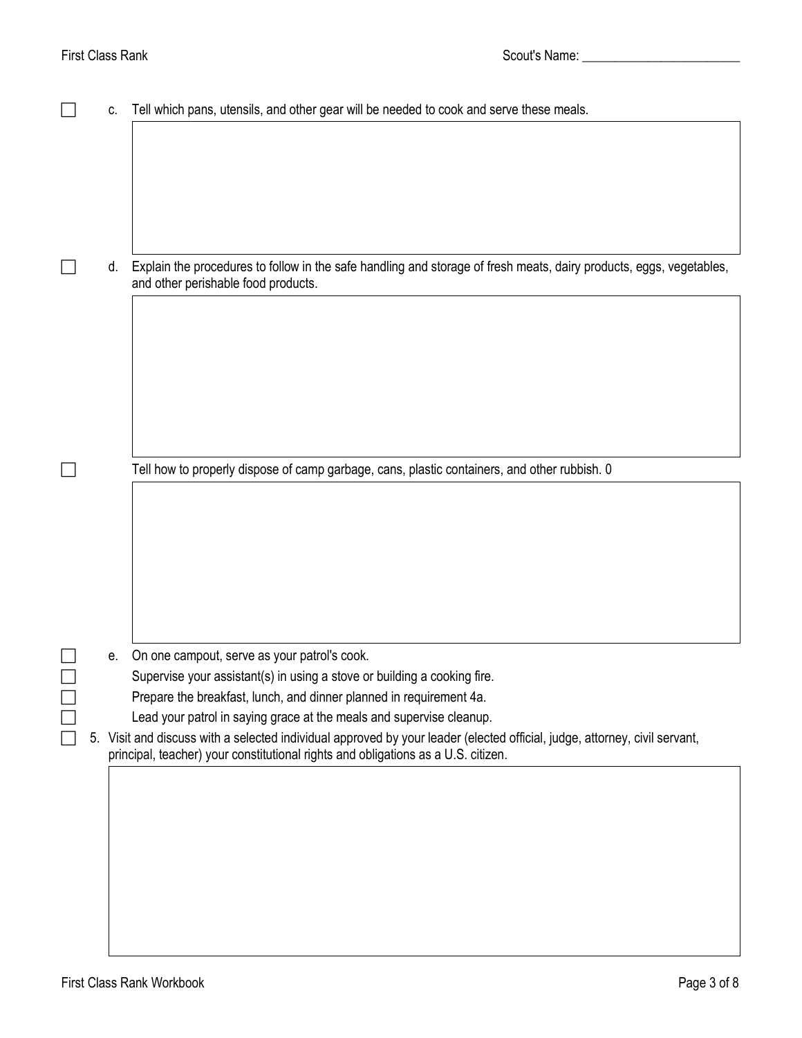Scout's Name: ________________________

- [ ] c. Tell which pans, utensils, and other gear will be needed to cook and serve these meals.

- [ ] d. Explain the procedures to follow in the safe handling and storage of fresh meats, dairy products, eggs, vegetables, and other perishable food products.

- [ ] Tell how to properly dispose of camp garbage, cans, plastic containers, and other rubbish. 0

- [ ] e. On one campout, serve as your patrol's cook.
- [ ] Supervise your assistant(s) in using a stove or building a cooking fire.
- [ ] Prepare the breakfast, lunch, and dinner planned in requirement 4a.
- [ ] Lead your patrol in saying grace at the meals and supervise cleanup.

- [ ] 5. Visit and discuss with a selected individual approved by your leader (elected official, judge, attorney, civil servant, principal, teacher) your constitutional rights and obligations as a U.S. citizen.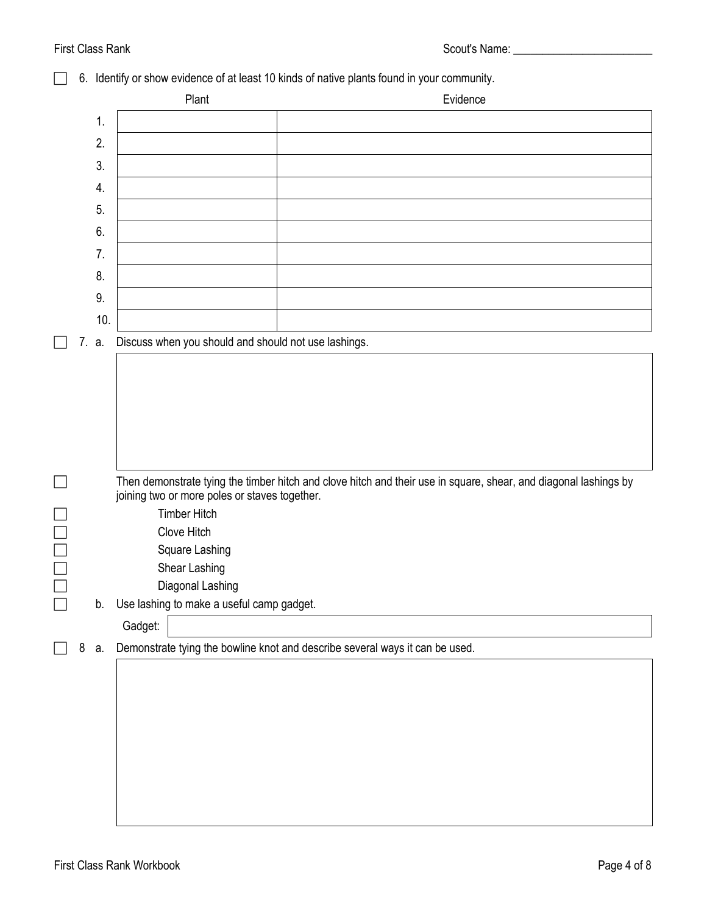First Class Rank

Scout's Name: ________________________

☐ 6. Identify or show evidence of at least 10 kinds of native plants found in your community.

| | Plant | Evidence |
|---|---|---|
| 1. | | |
| 2. | | |
| 3. | | |
| 4. | | |
| 5. | | |
| 6. | | |
| 7. | | |
| 8. | | |
| 9. | | |
| 10. | | |

☐ 7. a. Discuss when you should and should not use lashings.

| |
|---|
| |

☐ Then demonstrate tying the timber hitch and clove hitch and their use in square, shear, and diagonal lashings by joining two or more poles or staves together.

☐ Timber Hitch
☐ Clove Hitch
☐ Square Lashing
☐ Shear Lashing
☐ Diagonal Lashing

☐ b. Use lashing to make a useful camp gadget.

Gadget: ________________________

☐ 8 a. Demonstrate tying the bowline knot and describe several ways it can be used.

| |
|---|
| |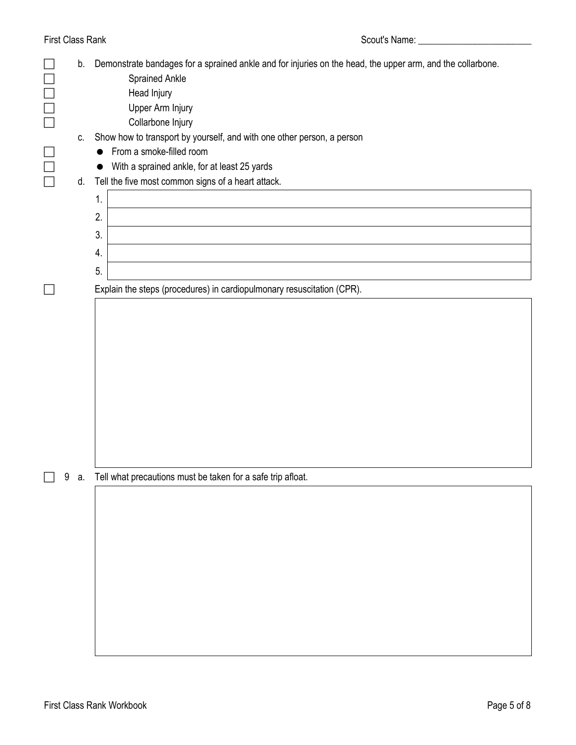- [ ] b. Demonstrate bandages for a sprained ankle and for injuries on the head, the upper arm, and the collarbone.
  - [ ] Sprained Ankle
  - [ ] Head Injury
  - [ ] Upper Arm Injury
  - [ ] Collarbone Injury

c. Show how to transport by yourself, and with one other person, a person

- [ ] From a smoke-filled room
- [ ] With a sprained ankle, for at least 25 yards

- [ ] d. Tell the five most common signs of a heart attack.

| | |
|---|---|
| 1. | |
| 2. | |
| 3. | |
| 4. | |
| 5. | |

- [ ] Explain the steps (procedures) in cardiopulmonary resuscitation (CPR).

- [ ] 9 a. Tell what precautions must be taken for a safe trip afloat.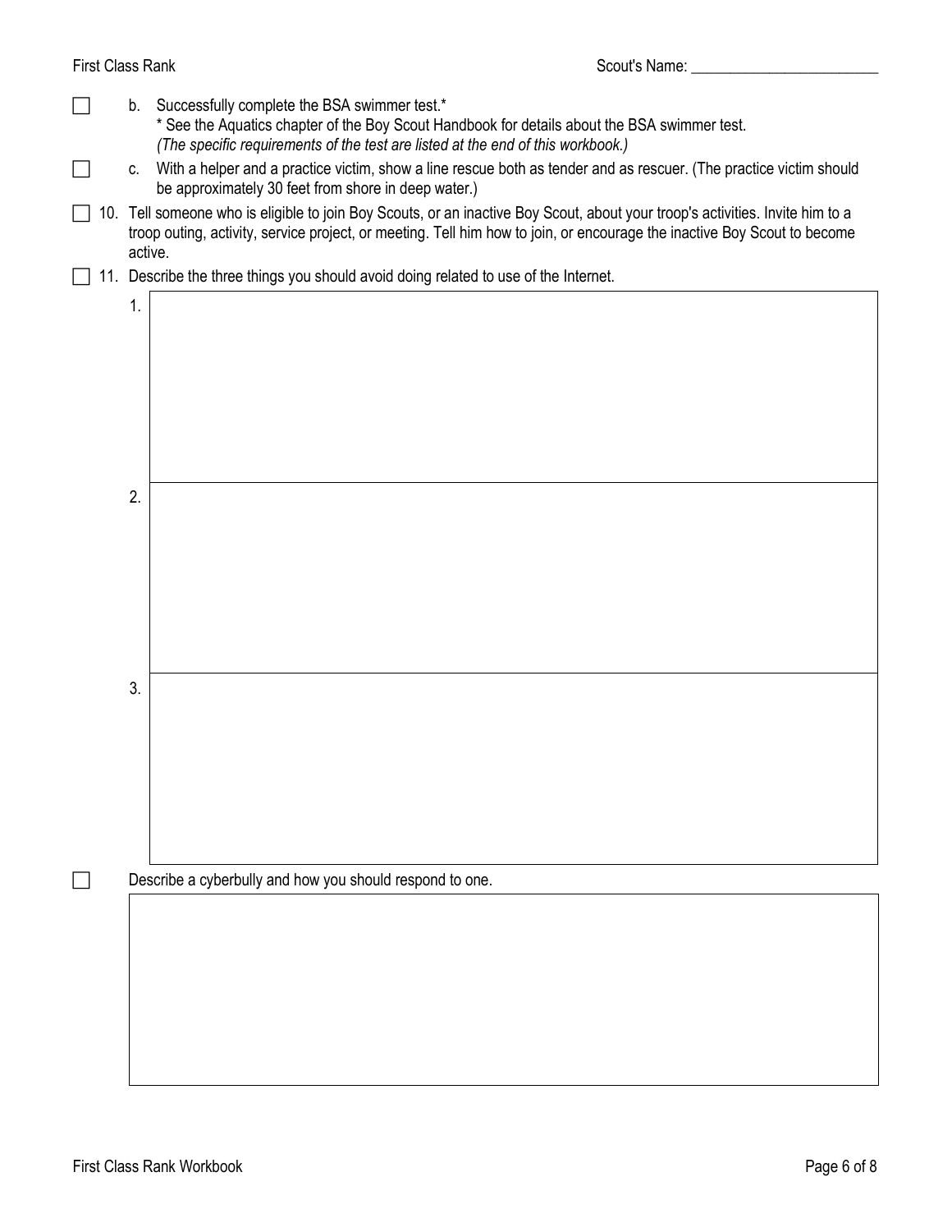- [ ] b. Successfully complete the BSA swimmer test.*
  * See the Aquatics chapter of the Boy Scout Handbook for details about the BSA swimmer test.
  *(The specific requirements of the test are listed at the end of this workbook.)*
- [ ] c. With a helper and a practice victim, show a line rescue both as tender and as rescuer. (The practice victim should be approximately 30 feet from shore in deep water.)
- [ ] 10. Tell someone who is eligible to join Boy Scouts, or an inactive Boy Scout, about your troop's activities. Invite him to a troop outing, activity, service project, or meeting. Tell him how to join, or encourage the inactive Boy Scout to become active.
- [ ] 11. Describe the three things you should avoid doing related to use of the Internet.

1.

2.

3.

- [ ] Describe a cyberbully and how you should respond to one.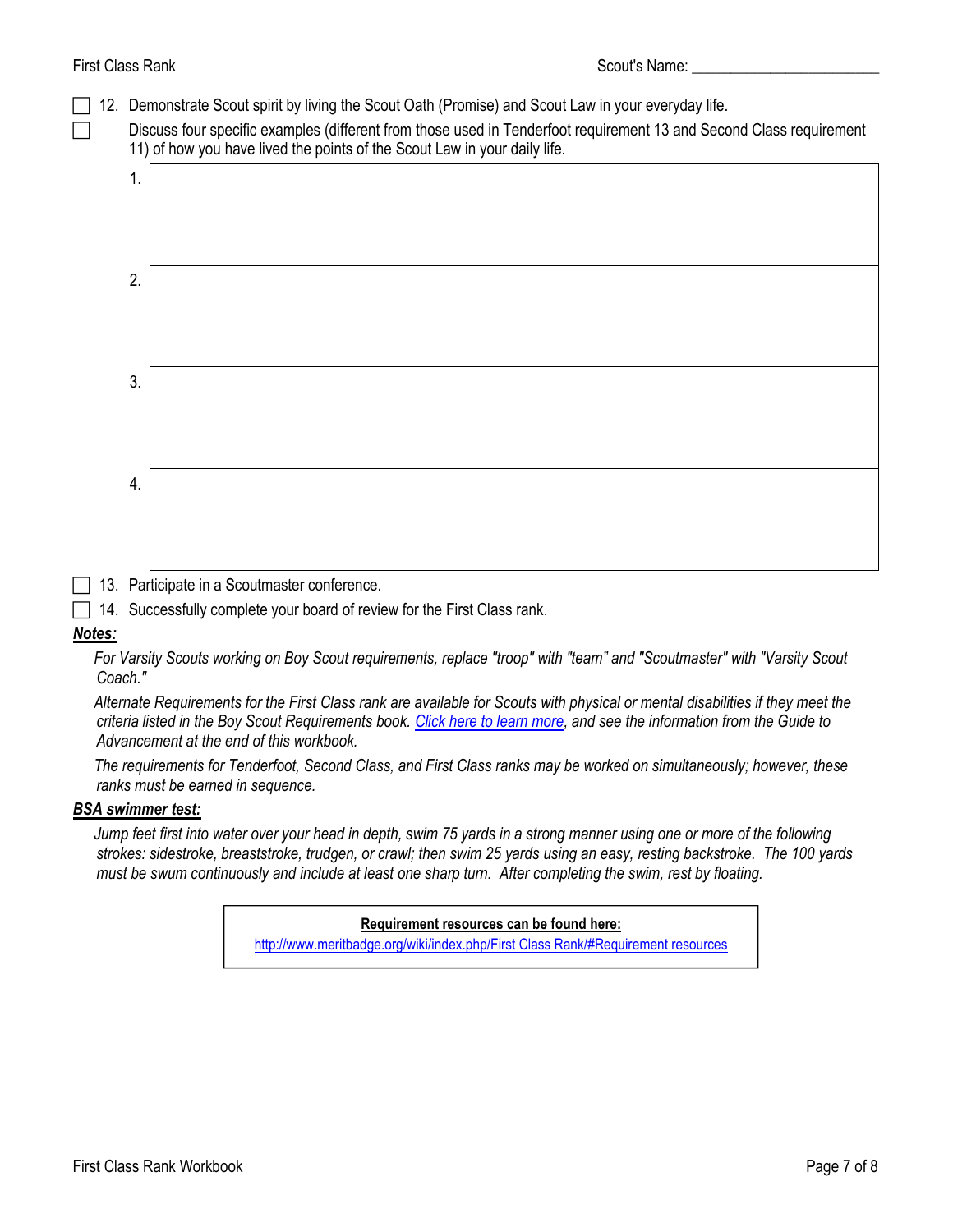First Class Rank — Scout's Name: ________________________

- [ ] 12. Demonstrate Scout spirit by living the Scout Oath (Promise) and Scout Law in your everyday life.
- [ ] Discuss four specific examples (different from those used in Tenderfoot requirement 13 and Second Class requirement 11) of how you have lived the points of the Scout Law in your daily life.

| | |
|---|---|
| 1. | |
| 2. | |
| 3. | |
| 4. | |

- [ ] 13. Participate in a Scoutmaster conference.
- [ ] 14. Successfully complete your board of review for the First Class rank.

***Notes:***

*For Varsity Scouts working on Boy Scout requirements, replace "troop" with "team" and "Scoutmaster" with "Varsity Scout Coach."*

*Alternate Requirements for the First Class rank are available for Scouts with physical or mental disabilities if they meet the criteria listed in the Boy Scout Requirements book. Click here to learn more, and see the information from the Guide to Advancement at the end of this workbook.*

*The requirements for Tenderfoot, Second Class, and First Class ranks may be worked on simultaneously; however, these ranks must be earned in sequence.*

***BSA swimmer test:***

*Jump feet first into water over your head in depth, swim 75 yards in a strong manner using one or more of the following strokes: sidestroke, breaststroke, trudgen, or crawl; then swim 25 yards using an easy, resting backstroke. The 100 yards must be swum continuously and include at least one sharp turn. After completing the swim, rest by floating.*

**Requirement resources can be found here:**
http://www.meritbadge.org/wiki/index.php/First Class Rank/#Requirement resources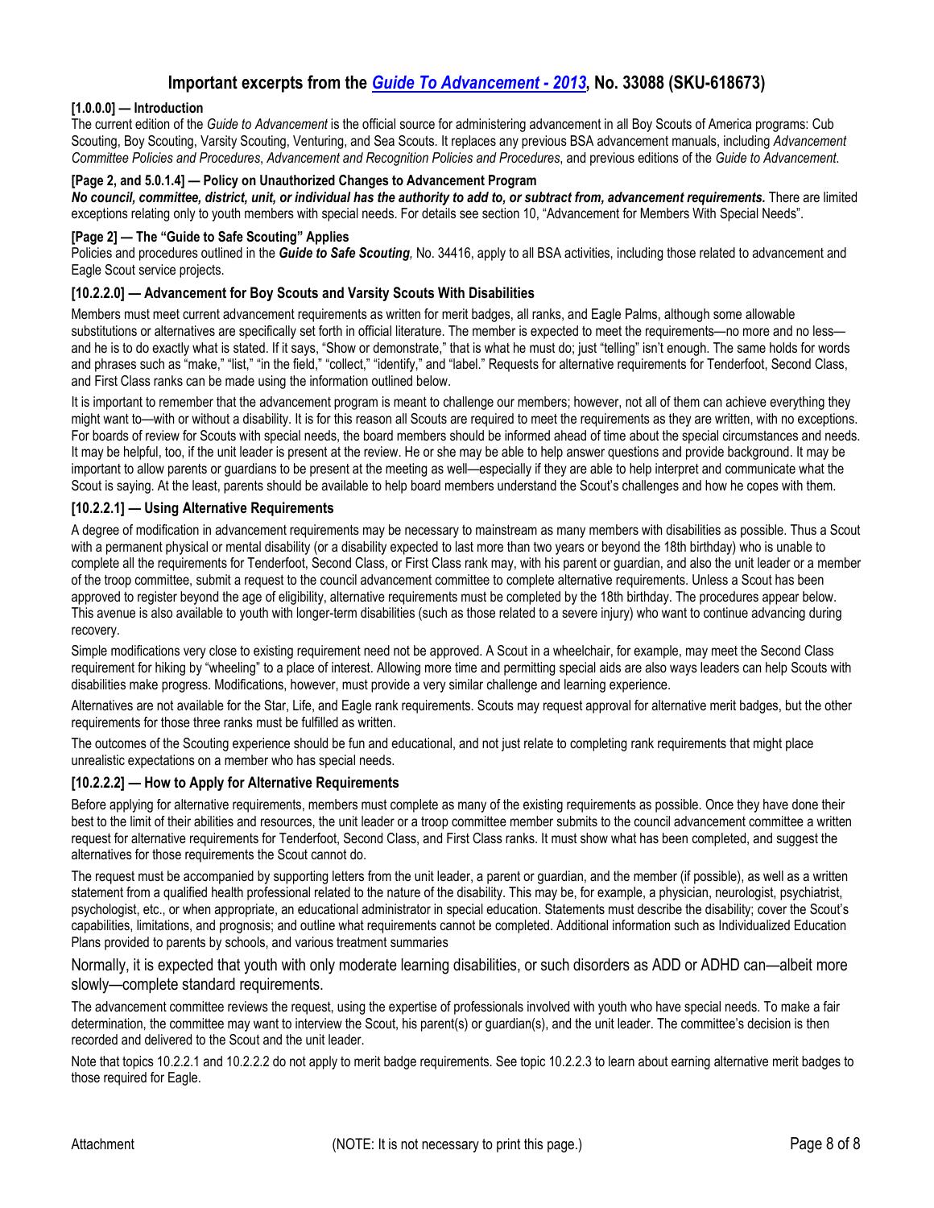# Important excerpts from the *Guide To Advancement - 2013*, No. 33088 (SKU-618673)

**[1.0.0.0] — Introduction**

The current edition of the *Guide to Advancement* is the official source for administering advancement in all Boy Scouts of America programs: Cub Scouting, Boy Scouting, Varsity Scouting, Venturing, and Sea Scouts. It replaces any previous BSA advancement manuals, including *Advancement Committee Policies and Procedures*, *Advancement and Recognition Policies and Procedures*, and previous editions of the *Guide to Advancement*.

**[Page 2, and 5.0.1.4] — Policy on Unauthorized Changes to Advancement Program**

***No council, committee, district, unit, or individual has the authority to add to, or subtract from, advancement requirements.*** There are limited exceptions relating only to youth members with special needs. For details see section 10, "Advancement for Members With Special Needs".

**[Page 2] — The "Guide to Safe Scouting" Applies**

Policies and procedures outlined in the ***Guide to Safe Scouting***, No. 34416, apply to all BSA activities, including those related to advancement and Eagle Scout service projects.

**[10.2.2.0] — Advancement for Boy Scouts and Varsity Scouts With Disabilities**

Members must meet current advancement requirements as written for merit badges, all ranks, and Eagle Palms, although some allowable substitutions or alternatives are specifically set forth in official literature. The member is expected to meet the requirements—no more and no less—and he is to do exactly what is stated. If it says, "Show or demonstrate," that is what he must do; just "telling" isn't enough. The same holds for words and phrases such as "make," "list," "in the field," "collect," "identify," and "label." Requests for alternative requirements for Tenderfoot, Second Class, and First Class ranks can be made using the information outlined below.

It is important to remember that the advancement program is meant to challenge our members; however, not all of them can achieve everything they might want to—with or without a disability. It is for this reason all Scouts are required to meet the requirements as they are written, with no exceptions. For boards of review for Scouts with special needs, the board members should be informed ahead of time about the special circumstances and needs. It may be helpful, too, if the unit leader is present at the review. He or she may be able to help answer questions and provide background. It may be important to allow parents or guardians to be present at the meeting as well—especially if they are able to help interpret and communicate what the Scout is saying. At the least, parents should be available to help board members understand the Scout's challenges and how he copes with them.

**[10.2.2.1] — Using Alternative Requirements**

A degree of modification in advancement requirements may be necessary to mainstream as many members with disabilities as possible. Thus a Scout with a permanent physical or mental disability (or a disability expected to last more than two years or beyond the 18th birthday) who is unable to complete all the requirements for Tenderfoot, Second Class, or First Class rank may, with his parent or guardian, and also the unit leader or a member of the troop committee, submit a request to the council advancement committee to complete alternative requirements. Unless a Scout has been approved to register beyond the age of eligibility, alternative requirements must be completed by the 18th birthday. The procedures appear below. This avenue is also available to youth with longer-term disabilities (such as those related to a severe injury) who want to continue advancing during recovery.

Simple modifications very close to existing requirement need not be approved. A Scout in a wheelchair, for example, may meet the Second Class requirement for hiking by "wheeling" to a place of interest. Allowing more time and permitting special aids are also ways leaders can help Scouts with disabilities make progress. Modifications, however, must provide a very similar challenge and learning experience.

Alternatives are not available for the Star, Life, and Eagle rank requirements. Scouts may request approval for alternative merit badges, but the other requirements for those three ranks must be fulfilled as written.

The outcomes of the Scouting experience should be fun and educational, and not just relate to completing rank requirements that might place unrealistic expectations on a member who has special needs.

**[10.2.2.2] — How to Apply for Alternative Requirements**

Before applying for alternative requirements, members must complete as many of the existing requirements as possible. Once they have done their best to the limit of their abilities and resources, the unit leader or a troop committee member submits to the council advancement committee a written request for alternative requirements for Tenderfoot, Second Class, and First Class ranks. It must show what has been completed, and suggest the alternatives for those requirements the Scout cannot do.

The request must be accompanied by supporting letters from the unit leader, a parent or guardian, and the member (if possible), as well as a written statement from a qualified health professional related to the nature of the disability. This may be, for example, a physician, neurologist, psychiatrist, psychologist, etc., or when appropriate, an educational administrator in special education. Statements must describe the disability; cover the Scout's capabilities, limitations, and prognosis; and outline what requirements cannot be completed. Additional information such as Individualized Education Plans provided to parents by schools, and various treatment summaries

Normally, it is expected that youth with only moderate learning disabilities, or such disorders as ADD or ADHD can—albeit more slowly—complete standard requirements.

The advancement committee reviews the request, using the expertise of professionals involved with youth who have special needs. To make a fair determination, the committee may want to interview the Scout, his parent(s) or guardian(s), and the unit leader. The committee's decision is then recorded and delivered to the Scout and the unit leader.

Note that topics 10.2.2.1 and 10.2.2.2 do not apply to merit badge requirements. See topic 10.2.2.3 to learn about earning alternative merit badges to those required for Eagle.

Attachment (NOTE: It is not necessary to print this page.)